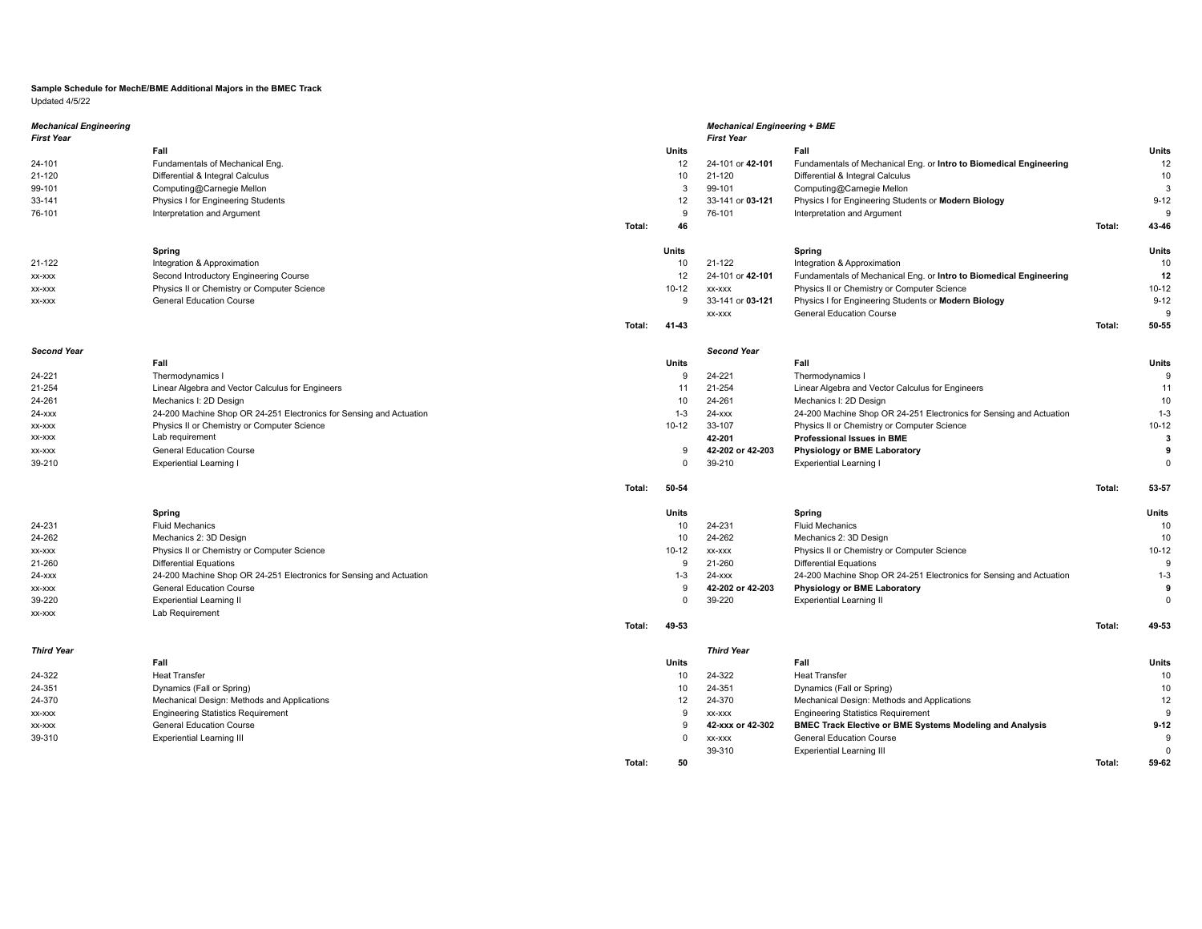**Sample Schedule for MechE/BME Additional Majors in the BMEC Track**
Updated 4/5/22

### *Mechanical Engineering*

#### *First Year*

| | Fall | | Units |
|---|---|---|---|
| 24-101 | Fundamentals of Mechanical Eng. | | 12 |
| 21-120 | Differential & Integral Calculus | | 10 |
| 99-101 | Computing@Carnegie Mellon | | 3 |
| 33-141 | Physics I for Engineering Students | | 12 |
| 76-101 | Interpretation and Argument | | 9 |
| | | Total: | 46 |

| | Spring | | Units |
|---|---|---|---|
| 21-122 | Integration & Approximation | | 10 |
| xx-xxx | Second Introductory Engineering Course | | 12 |
| xx-xxx | Physics II or Chemistry or Computer Science | | 10-12 |
| xx-xxx | General Education Course | | 9 |
| | | Total: | 41-43 |

#### *Second Year*

| | Fall | | Units |
|---|---|---|---|
| 24-221 | Thermodynamics I | | 9 |
| 21-254 | Linear Algebra and Vector Calculus for Engineers | | 11 |
| 24-261 | Mechanics I: 2D Design | | 10 |
| 24-xxx | 24-200 Machine Shop OR 24-251 Electronics for Sensing and Actuation | | 1-3 |
| xx-xxx | Physics II or Chemistry or Computer Science | | 10-12 |
| xx-xxx | Lab requirement | | |
| xx-xxx | General Education Course | | 9 |
| 39-210 | Experiential Learning I | | 0 |
| | | Total: | 50-54 |

| | Spring | | Units |
|---|---|---|---|
| 24-231 | Fluid Mechanics | | 10 |
| 24-262 | Mechanics 2: 3D Design | | 10 |
| xx-xxx | Physics II or Chemistry or Computer Science | | 10-12 |
| 21-260 | Differential Equations | | 9 |
| 24-xxx | 24-200 Machine Shop OR 24-251 Electronics for Sensing and Actuation | | 1-3 |
| xx-xxx | General Education Course | | 9 |
| 39-220 | Experiential Learning II | | 0 |
| xx-xxx | Lab Requirement | | |
| | | Total: | 49-53 |

#### *Third Year*

| | Fall | | Units |
|---|---|---|---|
| 24-322 | Heat Transfer | | 10 |
| 24-351 | Dynamics (Fall or Spring) | | 10 |
| 24-370 | Mechanical Design: Methods and Applications | | 12 |
| xx-xxx | Engineering Statistics Requirement | | 9 |
| xx-xxx | General Education Course | | 9 |
| 39-310 | Experiential Learning III | | 0 |
| | | Total: | 50 |

### *Mechanical Engineering + BME*

#### *First Year*

| | Fall | | Units |
|---|---|---|---|
| 24-101 or **42-101** | Fundamentals of Mechanical Eng. or **Intro to Biomedical Engineering** | | 12 |
| 21-120 | Differential & Integral Calculus | | 10 |
| 99-101 | Computing@Carnegie Mellon | | 3 |
| 33-141 or **03-121** | Physics I for Engineering Students or **Modern Biology** | | 9-12 |
| 76-101 | Interpretation and Argument | | 9 |
| | | Total: | 43-46 |

| | Spring | | Units |
|---|---|---|---|
| 21-122 | Integration & Approximation | | 10 |
| 24-101 or **42-101** | Fundamentals of Mechanical Eng. or **Intro to Biomedical Engineering** | | **12** |
| xx-xxx | Physics II or Chemistry or Computer Science | | 10-12 |
| 33-141 or **03-121** | Physics I for Engineering Students or **Modern Biology** | | 9-12 |
| xx-xxx | General Education Course | | 9 |
| | | Total: | 50-55 |

#### *Second Year*

| | Fall | | Units |
|---|---|---|---|
| 24-221 | Thermodynamics I | | 9 |
| 21-254 | Linear Algebra and Vector Calculus for Engineers | | 11 |
| 24-261 | Mechanics I: 2D Design | | 10 |
| 24-xxx | 24-200 Machine Shop OR 24-251 Electronics for Sensing and Actuation | | 1-3 |
| 33-107 | Physics II or Chemistry or Computer Science | | 10-12 |
| **42-201** | **Professional Issues in BME** | | **3** |
| **42-202 or 42-203** | **Physiology or BME Laboratory** | | **9** |
| 39-210 | Experiential Learning I | | 0 |
| | | Total: | 53-57 |

| | Spring | | Units |
|---|---|---|---|
| 24-231 | Fluid Mechanics | | 10 |
| 24-262 | Mechanics 2: 3D Design | | 10 |
| xx-xxx | Physics II or Chemistry or Computer Science | | 10-12 |
| 21-260 | Differential Equations | | 9 |
| 24-xxx | 24-200 Machine Shop OR 24-251 Electronics for Sensing and Actuation | | 1-3 |
| **42-202 or 42-203** | **Physiology or BME Laboratory** | | **9** |
| 39-220 | Experiential Learning II | | 0 |
| | | Total: | 49-53 |

#### *Third Year*

| | Fall | | Units |
|---|---|---|---|
| 24-322 | Heat Transfer | | 10 |
| 24-351 | Dynamics (Fall or Spring) | | 10 |
| 24-370 | Mechanical Design: Methods and Applications | | 12 |
| xx-xxx | Engineering Statistics Requirement | | 9 |
| **42-xxx or 42-302** | **BMEC Track Elective or BME Systems Modeling and Analysis** | | **9-12** |
| xx-xxx | General Education Course | | 9 |
| 39-310 | Experiential Learning III | | 0 |
| | | Total: | 59-62 |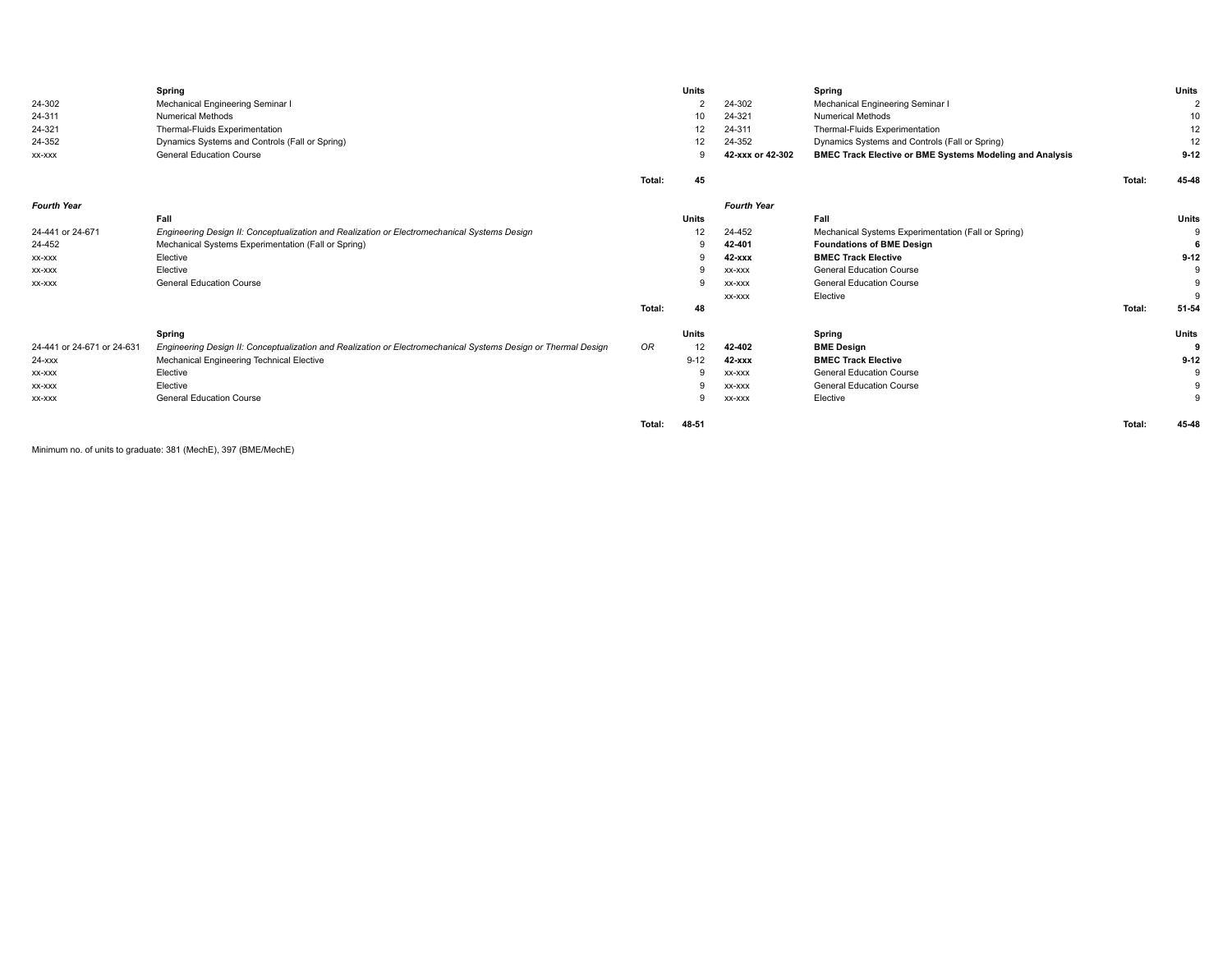| | Spring | | Units | | Spring | | Units |
|---|---|---|---|---|---|---|---|
| 24-302 | Mechanical Engineering Seminar I | | 2 | 24-302 | Mechanical Engineering Seminar I | | 2 |
| 24-311 | Numerical Methods | | 10 | 24-321 | Numerical Methods | | 10 |
| 24-321 | Thermal-Fluids Experimentation | | 12 | 24-311 | Thermal-Fluids Experimentation | | 12 |
| 24-352 | Dynamics Systems and Controls (Fall or Spring) | | 12 | 24-352 | Dynamics Systems and Controls (Fall or Spring) | | 12 |
| xx-xxx | General Education Course | | 9 | **42-xxx or 42-302** | **BMEC Track Elective or BME Systems Modeling and Analysis** | | **9-12** |
| | | Total: | 45 | | | Total: | 45-48 |

| ***Fourth Year*** | | | | ***Fourth Year*** | | | |
|---|---|---|---|---|---|---|---|
| | **Fall** | | **Units** | | **Fall** | | **Units** |
| 24-441 or 24-671 | *Engineering Design II: Conceptualization and Realization or Electromechanical Systems Design* | | 12 | 24-452 | Mechanical Systems Experimentation (Fall or Spring) | | 9 |
| 24-452 | Mechanical Systems Experimentation (Fall or Spring) | | 9 | **42-401** | **Foundations of BME Design** | | **6** |
| xx-xxx | Elective | | 9 | **42-xxx** | **BMEC Track Elective** | | **9-12** |
| xx-xxx | Elective | | 9 | xx-xxx | General Education Course | | 9 |
| xx-xxx | General Education Course | | 9 | xx-xxx | General Education Course | | 9 |
| | | | | xx-xxx | Elective | | 9 |
| | | Total: | 48 | | | Total: | 51-54 |
| | **Spring** | | **Units** | | **Spring** | | **Units** |
| 24-441 or 24-671 or 24-631 | *Engineering Design II: Conceptualization and Realization or Electromechanical Systems Design or Thermal Design* | *OR* | 12 | **42-402** | **BME Design** | | **9** |
| 24-xxx | Mechanical Engineering Technical Elective | | 9-12 | **42-xxx** | **BMEC Track Elective** | | **9-12** |
| xx-xxx | Elective | | 9 | xx-xxx | General Education Course | | 9 |
| xx-xxx | Elective | | 9 | xx-xxx | General Education Course | | 9 |
| xx-xxx | General Education Course | | 9 | xx-xxx | Elective | | 9 |
| | | Total: | 48-51 | | | Total: | 45-48 |

Minimum no. of units to graduate: 381 (MechE), 397 (BME/MechE)